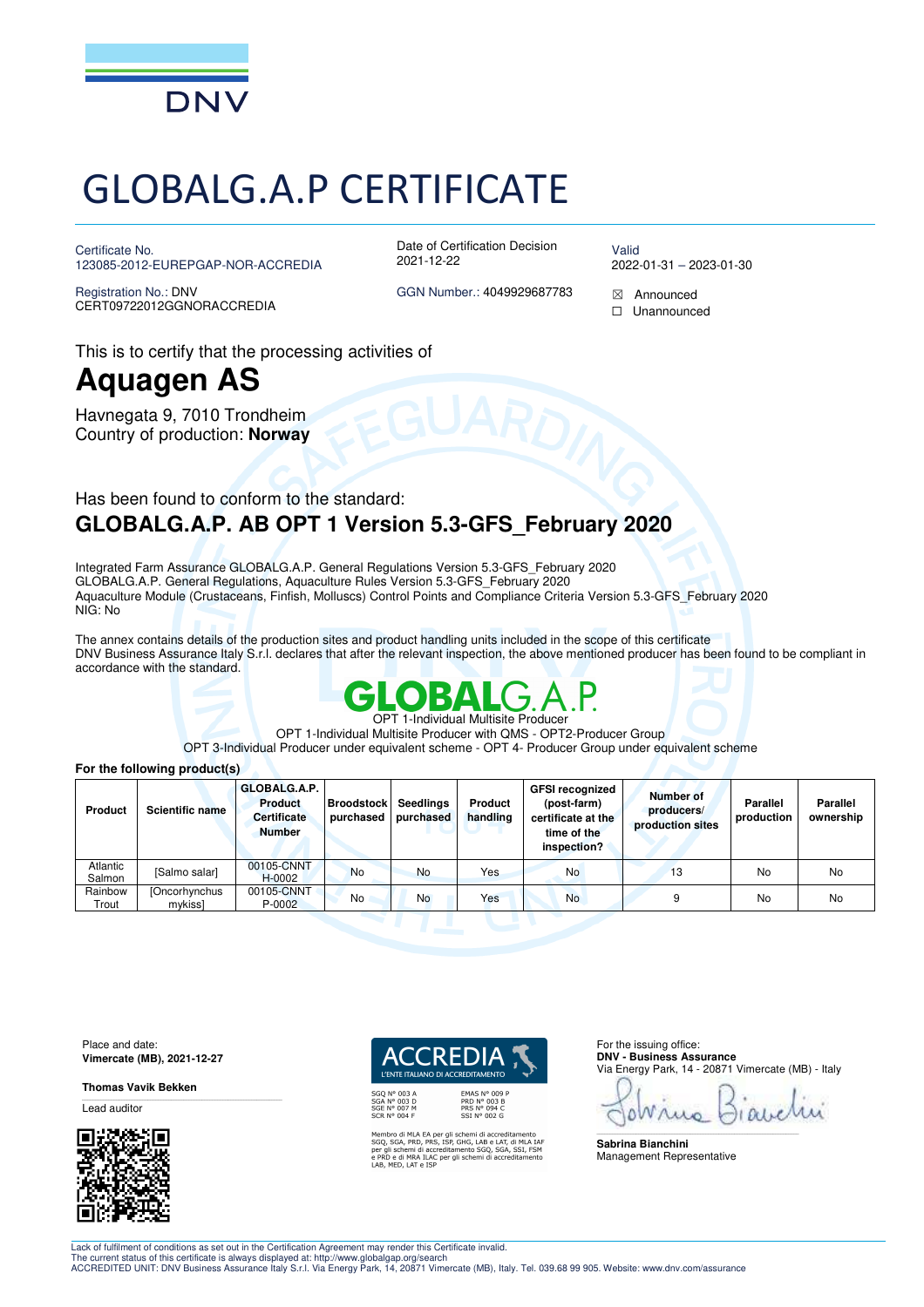# GLOBALG.A.P CERTIFICATE

Certificate No.
123085-2012-EUREPGAP-NOR-ACCREDIA

Registration No.: DNV
CERT09722012GGNORACCREDIA

Date of Certification Decision
2021-12-22

GGN Number.: 4049929687783

Valid
2022-01-31 – 2023-01-30

☒ Announced
☐ Unannounced

This is to certify that the processing activities of

## Aquagen AS

Havnegata 9, 7010 Trondheim
Country of production: **Norway**

Has been found to conform to the standard:

### GLOBALG.A.P. AB OPT 1 Version 5.3-GFS_February 2020

Integrated Farm Assurance GLOBALG.A.P. General Regulations Version 5.3-GFS_February 2020
GLOBALG.A.P. General Regulations, Aquaculture Rules Version 5.3-GFS_February 2020
Aquaculture Module (Crustaceans, Finfish, Molluscs) Control Points and Compliance Criteria Version 5.3-GFS_February 2020
NIG: No

The annex contains details of the production sites and product handling units included in the scope of this certificate
DNV Business Assurance Italy S.r.l. declares that after the relevant inspection, the above mentioned producer has been found to be compliant in accordance with the standard.

GLOBALG.A.P.

OPT 1-Individual Multisite Producer
OPT 1-Individual Multisite Producer with QMS - OPT2-Producer Group
OPT 3-Individual Producer under equivalent scheme - OPT 4- Producer Group under equivalent scheme

**For the following product(s)**

| Product | Scientific name | GLOBALG.A.P. Product Certificate Number | Broodstock purchased | Seedlings purchased | Product handling | GFSI recognized (post-farm) certificate at the time of the inspection? | Number of producers/ production sites | Parallel production | Parallel ownership |
|---|---|---|---|---|---|---|---|---|---|
| Atlantic Salmon | [Salmo salar] | 00105-CNNT H-0002 | No | No | Yes | No | 13 | No | No |
| Rainbow Trout | [Oncorhynchus mykiss] | 00105-CNNT P-0002 | No | No | Yes | No | 9 | No | No |

Place and date:
**Vimercate (MB), 2021-12-27**

**Thomas Vavik Bekken**
Lead auditor

ACCREDIA
L'ENTE ITALIANO DI ACCREDITAMENTO

SGQ N° 003 A
SGA N° 003 D
SGE N° 007 M
SCR N° 004 F

EMAS N° 009 P
PRD N° 003 B
PRS N° 094 C
SSI N° 002 G

Membro di MLA EA per gli schemi di accreditamento SGQ, SGA, PRD, PRS, ISP, GHG, LAB e LAT, di MLA IAF per gli schemi di accreditamento SGQ, SGA, SSI, FSM e PRD e di MRA ILAC per gli schemi di accreditamento LAB, MED, LAT e ISP

For the issuing office:
**DNV - Business Assurance**
Via Energy Park, 14 - 20871 Vimercate (MB) - Italy

**Sabrina Bianchini**
Management Representative

Lack of fulfilment of conditions as set out in the Certification Agreement may render this Certificate invalid.
The current status of this certificate is always displayed at: http://www.globalgap.org/search
ACCREDITED UNIT: DNV Business Assurance Italy S.r.l. Via Energy Park, 14, 20871 Vimercate (MB), Italy. Tel. 039.68 99 905. Website: www.dnv.com/assurance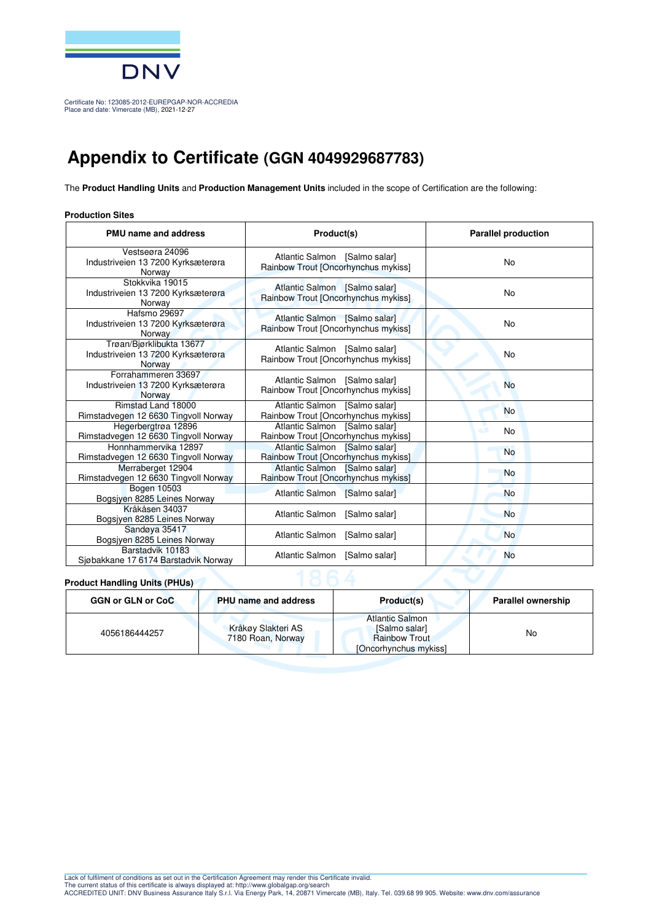Certificate No: 123085-2012-EUREPGAP-NOR-ACCREDIA
Place and date: Vimercate (MB), 2021-12-27

# Appendix to Certificate (GGN 4049929687783)

The **Product Handling Units** and **Production Management Units** included in the scope of Certification are the following:

**Production Sites**

| PMU name and address | Product(s) | Parallel production |
|---|---|---|
| Vestseøra 24096<br>Industriveien 13 7200 Kyrksæterøra<br>Norway | Atlantic Salmon [Salmo salar]<br>Rainbow Trout [Oncorhynchus mykiss] | No |
| Stokkvika 19015<br>Industriveien 13 7200 Kyrksæterøra<br>Norway | Atlantic Salmon [Salmo salar]<br>Rainbow Trout [Oncorhynchus mykiss] | No |
| Hafsmo 29697<br>Industriveien 13 7200 Kyrksæterøra<br>Norway | Atlantic Salmon [Salmo salar]<br>Rainbow Trout [Oncorhynchus mykiss] | No |
| Trøan/Bjørklibukta 13677<br>Industriveien 13 7200 Kyrksæterøra<br>Norway | Atlantic Salmon [Salmo salar]<br>Rainbow Trout [Oncorhynchus mykiss] | No |
| Forrahammeren 33697<br>Industriveien 13 7200 Kyrksæterøra<br>Norway | Atlantic Salmon [Salmo salar]<br>Rainbow Trout [Oncorhynchus mykiss] | No |
| Rimstad Land 18000<br>Rimstadvegen 12 6630 Tingvoll Norway | Atlantic Salmon [Salmo salar]<br>Rainbow Trout [Oncorhynchus mykiss] | No |
| Hegerbergtrøa 12896<br>Rimstadvegen 12 6630 Tingvoll Norway | Atlantic Salmon [Salmo salar]<br>Rainbow Trout [Oncorhynchus mykiss] | No |
| Honnhammervika 12897<br>Rimstadvegen 12 6630 Tingvoll Norway | Atlantic Salmon [Salmo salar]<br>Rainbow Trout [Oncorhynchus mykiss] | No |
| Merraberget 12904<br>Rimstadvegen 12 6630 Tingvoll Norway | Atlantic Salmon [Salmo salar]<br>Rainbow Trout [Oncorhynchus mykiss] | No |
| Bogen 10503<br>Bogsjyen 8285 Leines Norway | Atlantic Salmon [Salmo salar] | No |
| Kråkåsen 34037<br>Bogsjyen 8285 Leines Norway | Atlantic Salmon [Salmo salar] | No |
| Sandøya 35417<br>Bogsjyen 8285 Leines Norway | Atlantic Salmon [Salmo salar] | No |
| Barstadvik 10183<br>Sjøbakkane 17 6174 Barstadvik Norway | Atlantic Salmon [Salmo salar] | No |

**Product Handling Units (PHUs)**

| GGN or GLN or CoC | PHU name and address | Product(s) | Parallel ownership |
|---|---|---|---|
| 4056186444257 | Kråkøy Slakteri AS<br>7180 Roan, Norway | Atlantic Salmon<br>[Salmo salar]<br>Rainbow Trout<br>[Oncorhynchus mykiss] | No |

Lack of fulfilment of conditions as set out in the Certification Agreement may render this Certificate invalid.
The current status of this certificate is always displayed at: http://www.globalgap.org/search
ACCREDITED UNIT: DNV Business Assurance Italy S.r.l. Via Energy Park, 14, 20871 Vimercate (MB), Italy. Tel. 039.68 99 905. Website: www.dnv.com/assurance